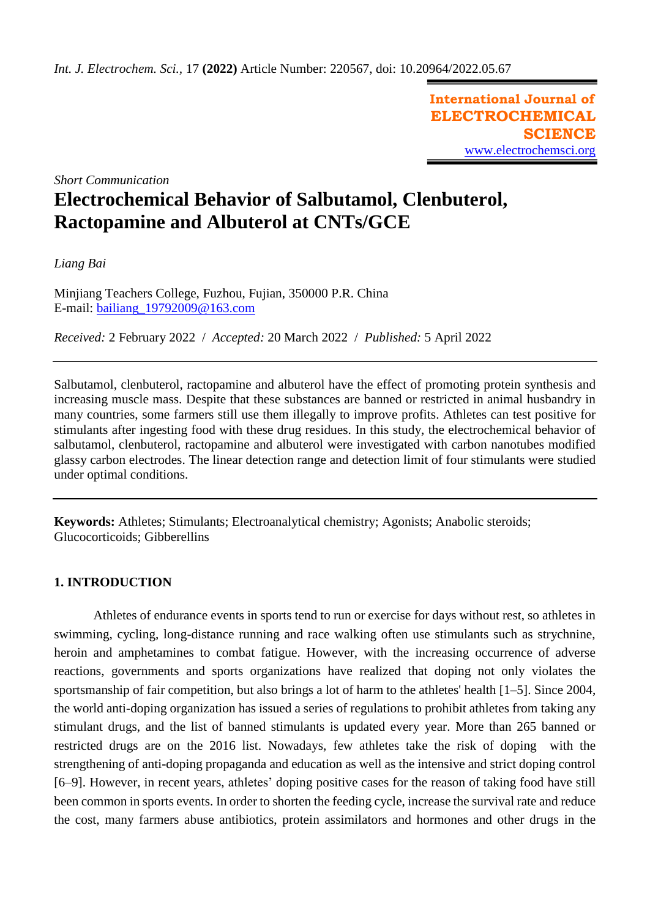*Short Communication*

# Electrochemical Behavior of Salbutamol, Clenbuterol, Ractopamine and Albuterol at CNTs/GCE

*Liang Bai*

Minjiang Teachers College, Fuzhou, Fujian, 350000 P.R. China
E-mail: bailiang_19792009@163.com

*Received:* 2 February 2022 / *Accepted:* 20 March 2022 / *Published:* 5 April 2022

---

Salbutamol, clenbuterol, ractopamine and albuterol have the effect of promoting protein synthesis and increasing muscle mass. Despite that these substances are banned or restricted in animal husbandry in many countries, some farmers still use them illegally to improve profits. Athletes can test positive for stimulants after ingesting food with these drug residues. In this study, the electrochemical behavior of salbutamol, clenbuterol, ractopamine and albuterol were investigated with carbon nanotubes modified glassy carbon electrodes. The linear detection range and detection limit of four stimulants were studied under optimal conditions.

---

**Keywords:** Athletes; Stimulants; Electroanalytical chemistry; Agonists; Anabolic steroids; Glucocorticoids; Gibberellins

## 1. INTRODUCTION

Athletes of endurance events in sports tend to run or exercise for days without rest, so athletes in swimming, cycling, long-distance running and race walking often use stimulants such as strychnine, heroin and amphetamines to combat fatigue. However, with the increasing occurrence of adverse reactions, governments and sports organizations have realized that doping not only violates the sportsmanship of fair competition, but also brings a lot of harm to the athletes' health [1–5]. Since 2004, the world anti-doping organization has issued a series of regulations to prohibit athletes from taking any stimulant drugs, and the list of banned stimulants is updated every year. More than 265 banned or restricted drugs are on the 2016 list. Nowadays, few athletes take the risk of doping with the strengthening of anti-doping propaganda and education as well as the intensive and strict doping control [6–9]. However, in recent years, athletes' doping positive cases for the reason of taking food have still been common in sports events. In order to shorten the feeding cycle, increase the survival rate and reduce the cost, many farmers abuse antibiotics, protein assimilators and hormones and other drugs in the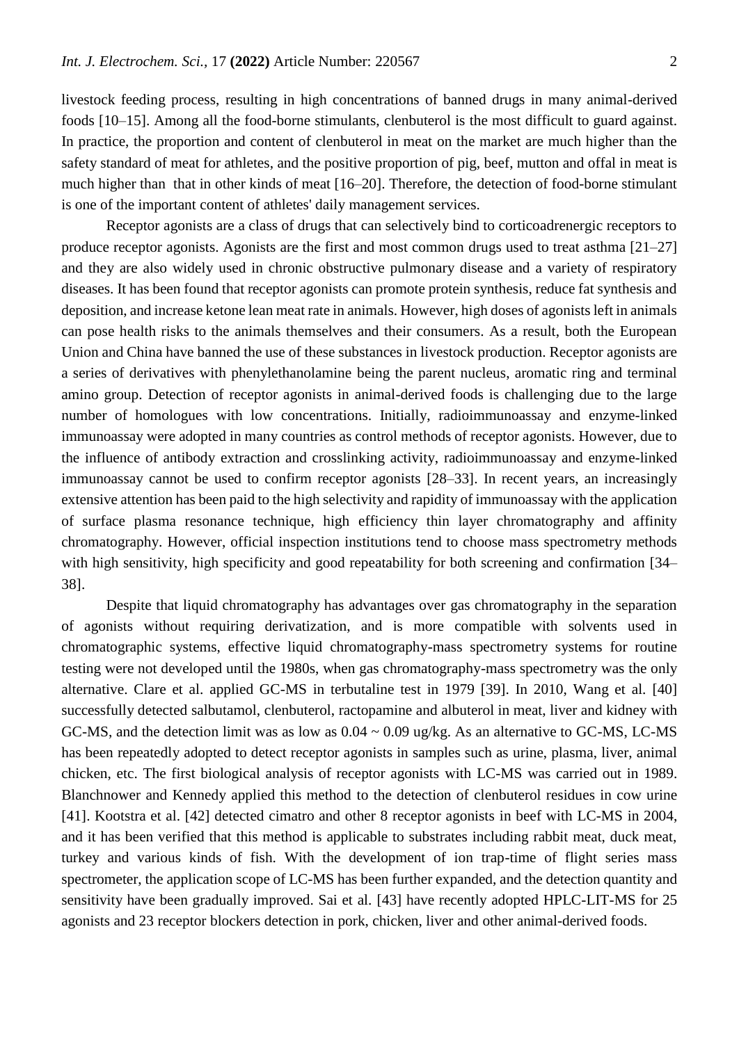livestock feeding process, resulting in high concentrations of banned drugs in many animal-derived foods [10–15]. Among all the food-borne stimulants, clenbuterol is the most difficult to guard against. In practice, the proportion and content of clenbuterol in meat on the market are much higher than the safety standard of meat for athletes, and the positive proportion of pig, beef, mutton and offal in meat is much higher than that in other kinds of meat [16–20]. Therefore, the detection of food-borne stimulant is one of the important content of athletes' daily management services.

Receptor agonists are a class of drugs that can selectively bind to corticoadrenergic receptors to produce receptor agonists. Agonists are the first and most common drugs used to treat asthma [21–27] and they are also widely used in chronic obstructive pulmonary disease and a variety of respiratory diseases. It has been found that receptor agonists can promote protein synthesis, reduce fat synthesis and deposition, and increase ketone lean meat rate in animals. However, high doses of agonists left in animals can pose health risks to the animals themselves and their consumers. As a result, both the European Union and China have banned the use of these substances in livestock production. Receptor agonists are a series of derivatives with phenylethanolamine being the parent nucleus, aromatic ring and terminal amino group. Detection of receptor agonists in animal-derived foods is challenging due to the large number of homologues with low concentrations. Initially, radioimmunoassay and enzyme-linked immunoassay were adopted in many countries as control methods of receptor agonists. However, due to the influence of antibody extraction and crosslinking activity, radioimmunoassay and enzyme-linked immunoassay cannot be used to confirm receptor agonists [28–33]. In recent years, an increasingly extensive attention has been paid to the high selectivity and rapidity of immunoassay with the application of surface plasma resonance technique, high efficiency thin layer chromatography and affinity chromatography. However, official inspection institutions tend to choose mass spectrometry methods with high sensitivity, high specificity and good repeatability for both screening and confirmation [34–38].

Despite that liquid chromatography has advantages over gas chromatography in the separation of agonists without requiring derivatization, and is more compatible with solvents used in chromatographic systems, effective liquid chromatography-mass spectrometry systems for routine testing were not developed until the 1980s, when gas chromatography-mass spectrometry was the only alternative. Clare et al. applied GC-MS in terbutaline test in 1979 [39]. In 2010, Wang et al. [40] successfully detected salbutamol, clenbuterol, ractopamine and albuterol in meat, liver and kidney with GC-MS, and the detection limit was as low as 0.04 ~ 0.09 ug/kg. As an alternative to GC-MS, LC-MS has been repeatedly adopted to detect receptor agonists in samples such as urine, plasma, liver, animal chicken, etc. The first biological analysis of receptor agonists with LC-MS was carried out in 1989. Blanchnower and Kennedy applied this method to the detection of clenbuterol residues in cow urine [41]. Kootstra et al. [42] detected cimatro and other 8 receptor agonists in beef with LC-MS in 2004, and it has been verified that this method is applicable to substrates including rabbit meat, duck meat, turkey and various kinds of fish. With the development of ion trap-time of flight series mass spectrometer, the application scope of LC-MS has been further expanded, and the detection quantity and sensitivity have been gradually improved. Sai et al. [43] have recently adopted HPLC-LIT-MS for 25 agonists and 23 receptor blockers detection in pork, chicken, liver and other animal-derived foods.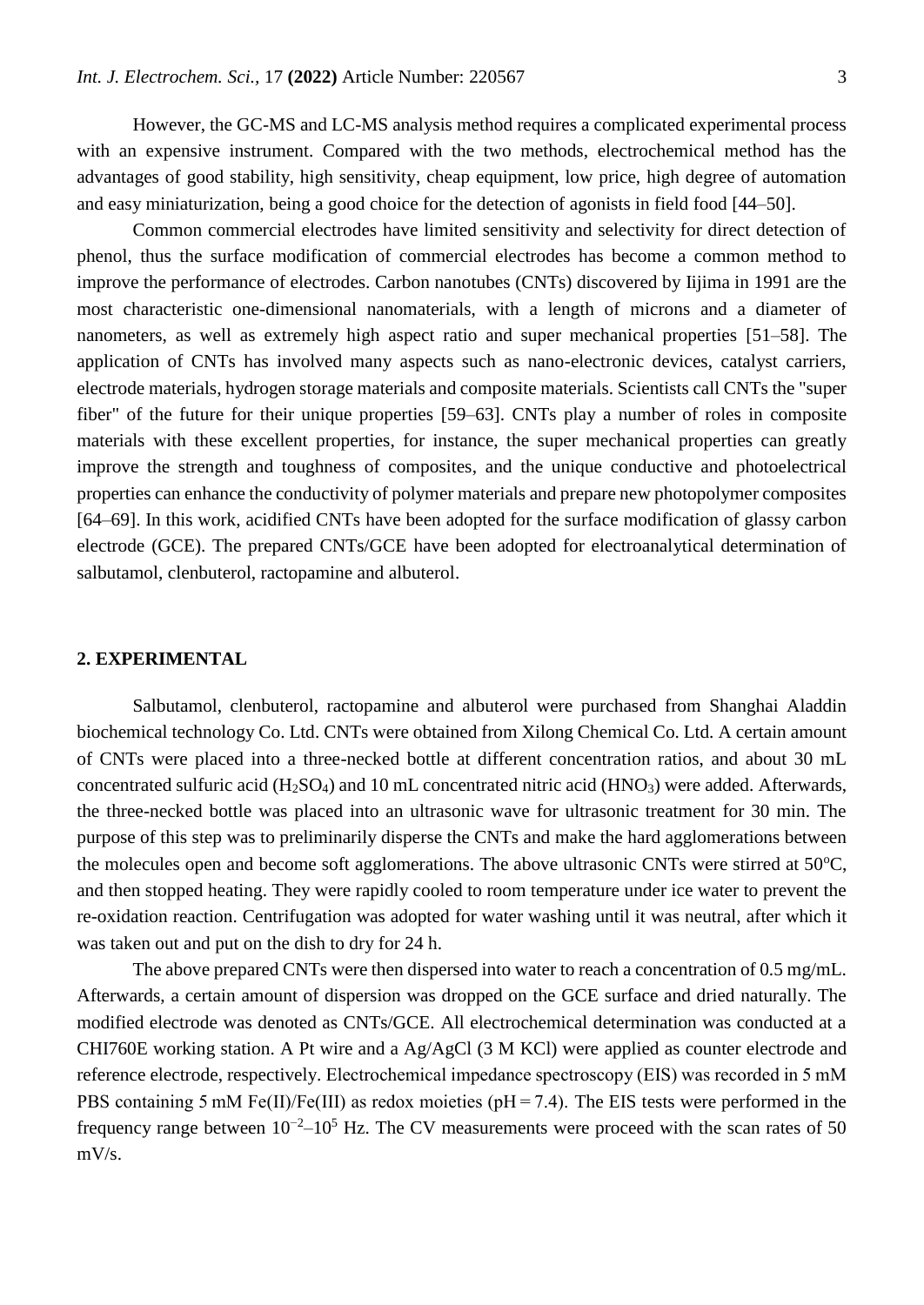However, the GC-MS and LC-MS analysis method requires a complicated experimental process with an expensive instrument. Compared with the two methods, electrochemical method has the advantages of good stability, high sensitivity, cheap equipment, low price, high degree of automation and easy miniaturization, being a good choice for the detection of agonists in field food [44–50].

Common commercial electrodes have limited sensitivity and selectivity for direct detection of phenol, thus the surface modification of commercial electrodes has become a common method to improve the performance of electrodes. Carbon nanotubes (CNTs) discovered by Iijima in 1991 are the most characteristic one-dimensional nanomaterials, with a length of microns and a diameter of nanometers, as well as extremely high aspect ratio and super mechanical properties [51–58]. The application of CNTs has involved many aspects such as nano-electronic devices, catalyst carriers, electrode materials, hydrogen storage materials and composite materials. Scientists call CNTs the "super fiber" of the future for their unique properties [59–63]. CNTs play a number of roles in composite materials with these excellent properties, for instance, the super mechanical properties can greatly improve the strength and toughness of composites, and the unique conductive and photoelectrical properties can enhance the conductivity of polymer materials and prepare new photopolymer composites [64–69]. In this work, acidified CNTs have been adopted for the surface modification of glassy carbon electrode (GCE). The prepared CNTs/GCE have been adopted for electroanalytical determination of salbutamol, clenbuterol, ractopamine and albuterol.

## 2. EXPERIMENTAL

Salbutamol, clenbuterol, ractopamine and albuterol were purchased from Shanghai Aladdin biochemical technology Co. Ltd. CNTs were obtained from Xilong Chemical Co. Ltd. A certain amount of CNTs were placed into a three-necked bottle at different concentration ratios, and about 30 mL concentrated sulfuric acid ($H_2SO_4$) and 10 mL concentrated nitric acid ($HNO_3$) were added. Afterwards, the three-necked bottle was placed into an ultrasonic wave for ultrasonic treatment for 30 min. The purpose of this step was to preliminarily disperse the CNTs and make the hard agglomerations between the molecules open and become soft agglomerations. The above ultrasonic CNTs were stirred at 50$^o$C, and then stopped heating. They were rapidly cooled to room temperature under ice water to prevent the re-oxidation reaction. Centrifugation was adopted for water washing until it was neutral, after which it was taken out and put on the dish to dry for 24 h.

The above prepared CNTs were then dispersed into water to reach a concentration of 0.5 mg/mL. Afterwards, a certain amount of dispersion was dropped on the GCE surface and dried naturally. The modified electrode was denoted as CNTs/GCE. All electrochemical determination was conducted at a CHI760E working station. A Pt wire and a Ag/AgCl (3 M KCl) were applied as counter electrode and reference electrode, respectively. Electrochemical impedance spectroscopy (EIS) was recorded in 5 mM PBS containing 5 mM Fe(II)/Fe(III) as redox moieties (pH = 7.4). The EIS tests were performed in the frequency range between $10^{-2}$–$10^{5}$ Hz. The CV measurements were proceed with the scan rates of 50 mV/s.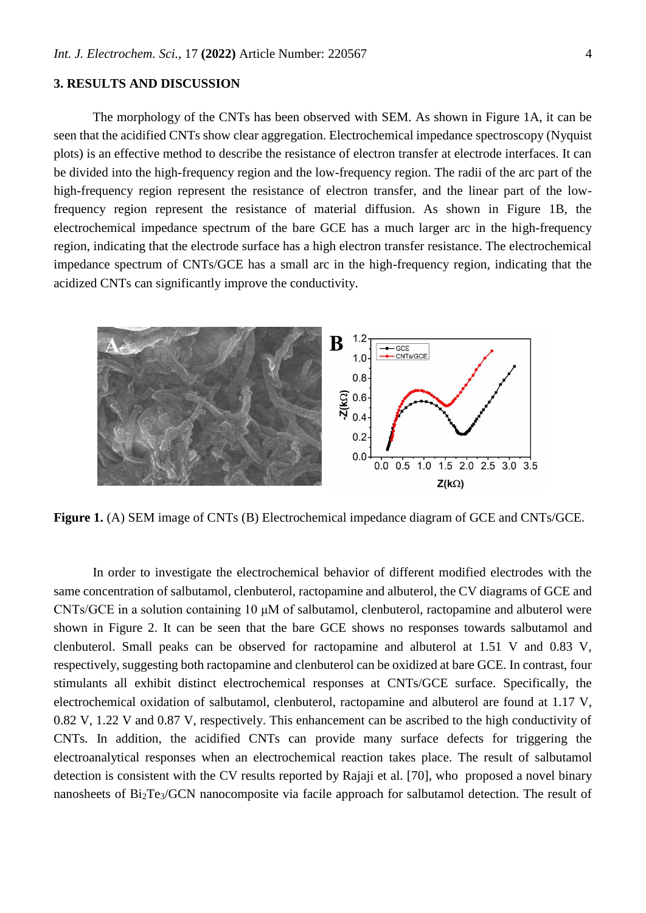## 3. RESULTS AND DISCUSSION

The morphology of the CNTs has been observed with SEM. As shown in Figure 1A, it can be seen that the acidified CNTs show clear aggregation. Electrochemical impedance spectroscopy (Nyquist plots) is an effective method to describe the resistance of electron transfer at electrode interfaces. It can be divided into the high-frequency region and the low-frequency region. The radii of the arc part of the high-frequency region represent the resistance of electron transfer, and the linear part of the low-frequency region represent the resistance of material diffusion. As shown in Figure 1B, the electrochemical impedance spectrum of the bare GCE has a much larger arc in the high-frequency region, indicating that the electrode surface has a high electron transfer resistance. The electrochemical impedance spectrum of CNTs/GCE has a small arc in the high-frequency region, indicating that the acidized CNTs can significantly improve the conductivity.

**Figure 1.** (A) SEM image of CNTs (B) Electrochemical impedance diagram of GCE and CNTs/GCE.

In order to investigate the electrochemical behavior of different modified electrodes with the same concentration of salbutamol, clenbuterol, ractopamine and albuterol, the CV diagrams of GCE and CNTs/GCE in a solution containing 10 μM of salbutamol, clenbuterol, ractopamine and albuterol were shown in Figure 2. It can be seen that the bare GCE shows no responses towards salbutamol and clenbuterol. Small peaks can be observed for ractopamine and albuterol at 1.51 V and 0.83 V, respectively, suggesting both ractopamine and clenbuterol can be oxidized at bare GCE. In contrast, four stimulants all exhibit distinct electrochemical responses at CNTs/GCE surface. Specifically, the electrochemical oxidation of salbutamol, clenbuterol, ractopamine and albuterol are found at 1.17 V, 0.82 V, 1.22 V and 0.87 V, respectively. This enhancement can be ascribed to the high conductivity of CNTs. In addition, the acidified CNTs can provide many surface defects for triggering the electroanalytical responses when an electrochemical reaction takes place. The result of salbutamol detection is consistent with the CV results reported by Rajaji et al. [70], who proposed a novel binary nanosheets of $Bi_2Te_3$/GCN nanocomposite via facile approach for salbutamol detection. The result of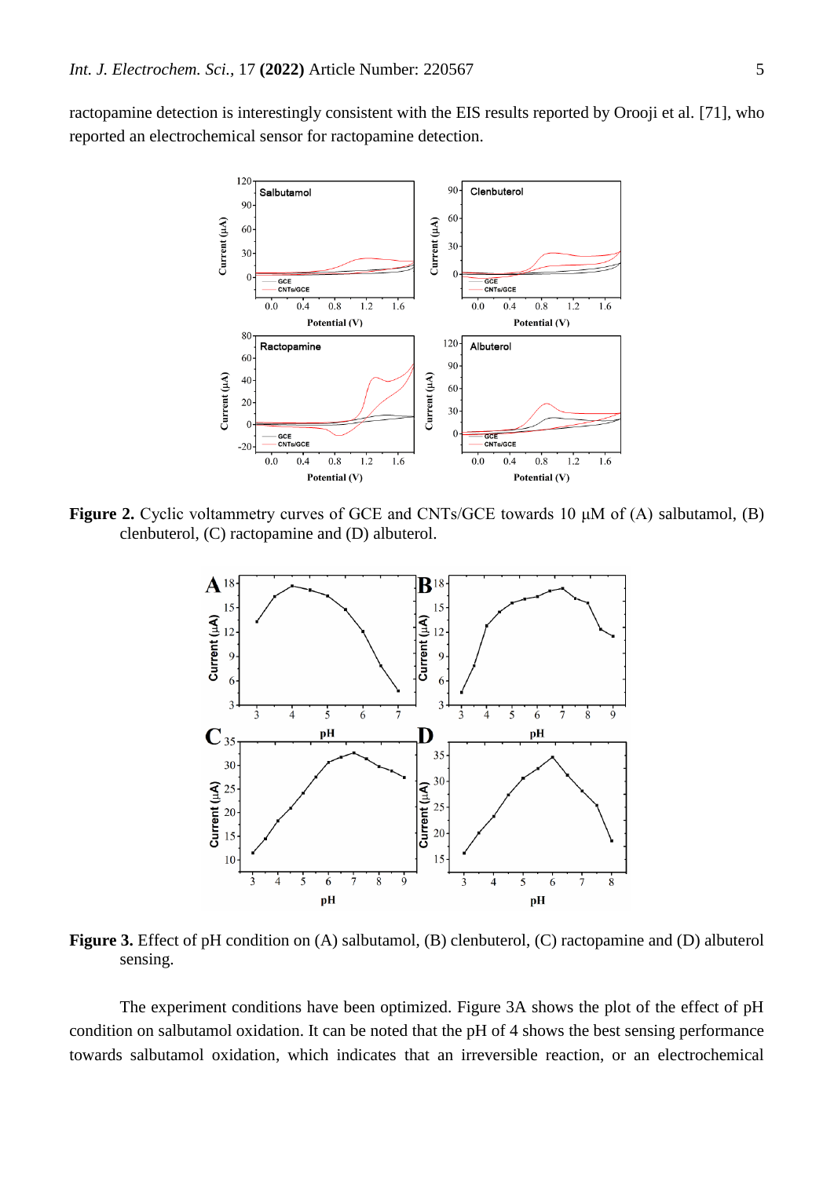ractopamine detection is interestingly consistent with the EIS results reported by Orooji et al. [71], who reported an electrochemical sensor for ractopamine detection.

**Figure 2.** Cyclic voltammetry curves of GCE and CNTs/GCE towards 10 μM of (A) salbutamol, (B) clenbuterol, (C) ractopamine and (D) albuterol.

**Figure 3.** Effect of pH condition on (A) salbutamol, (B) clenbuterol, (C) ractopamine and (D) albuterol sensing.

The experiment conditions have been optimized. Figure 3A shows the plot of the effect of pH condition on salbutamol oxidation. It can be noted that the pH of 4 shows the best sensing performance towards salbutamol oxidation, which indicates that an irreversible reaction, or an electrochemical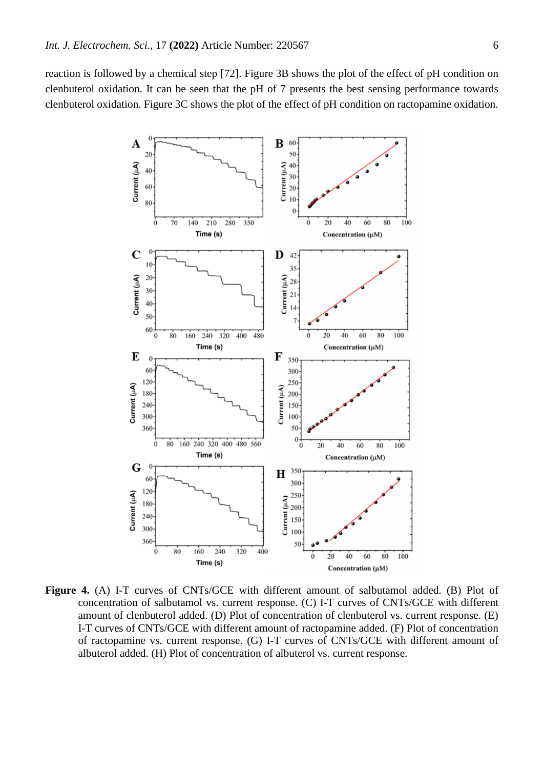reaction is followed by a chemical step [72]. Figure 3B shows the plot of the effect of pH condition on clenbuterol oxidation. It can be seen that the pH of 7 presents the best sensing performance towards clenbuterol oxidation. Figure 3C shows the plot of the effect of pH condition on ractopamine oxidation.

**Figure 4.** (A) I-T curves of CNTs/GCE with different amount of salbutamol added. (B) Plot of concentration of salbutamol vs. current response. (C) I-T curves of CNTs/GCE with different amount of clenbuterol added. (D) Plot of concentration of clenbuterol vs. current response. (E) I-T curves of CNTs/GCE with different amount of ractopamine added. (F) Plot of concentration of ractopamine vs. current response. (G) I-T curves of CNTs/GCE with different amount of albuterol added. (H) Plot of concentration of albuterol vs. current response.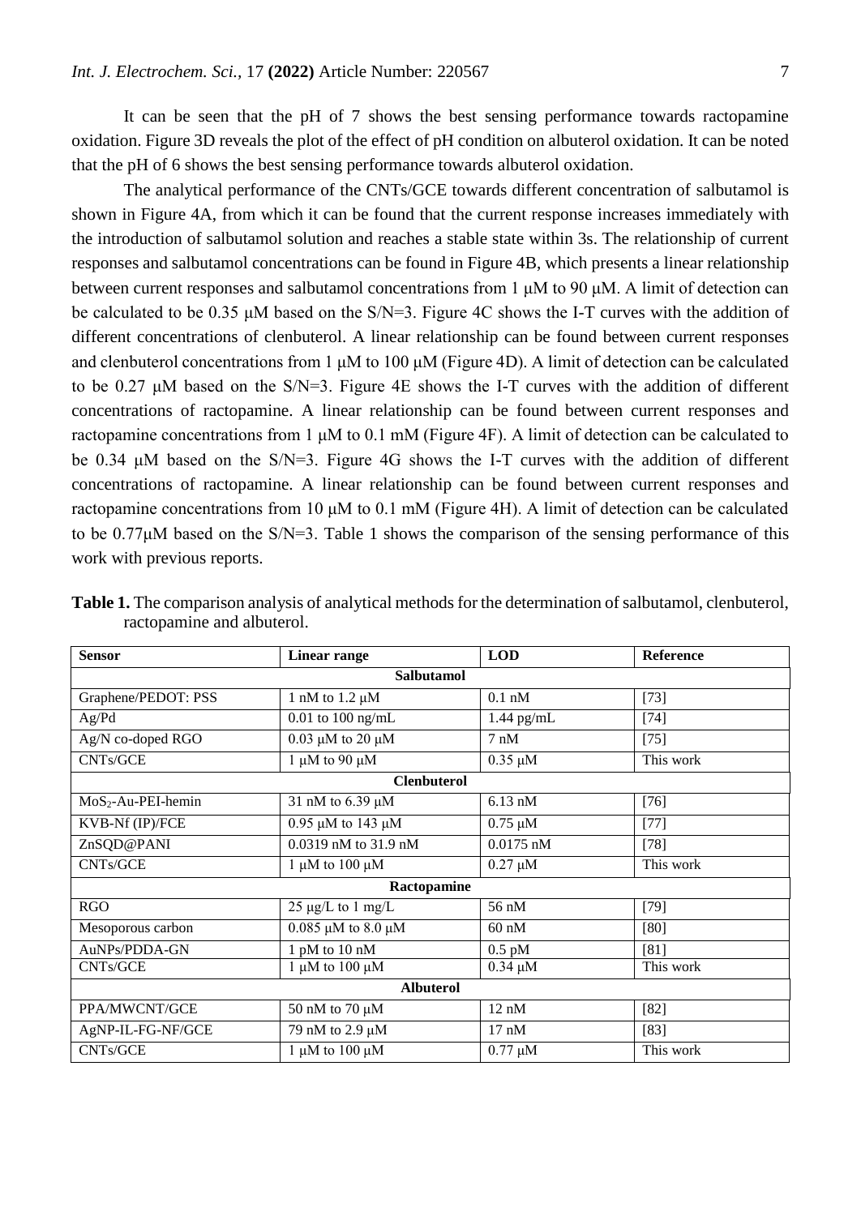It can be seen that the pH of 7 shows the best sensing performance towards ractopamine oxidation. Figure 3D reveals the plot of the effect of pH condition on albuterol oxidation. It can be noted that the pH of 6 shows the best sensing performance towards albuterol oxidation.

The analytical performance of the CNTs/GCE towards different concentration of salbutamol is shown in Figure 4A, from which it can be found that the current response increases immediately with the introduction of salbutamol solution and reaches a stable state within 3s. The relationship of current responses and salbutamol concentrations can be found in Figure 4B, which presents a linear relationship between current responses and salbutamol concentrations from 1 μM to 90 μM. A limit of detection can be calculated to be 0.35 μM based on the S/N=3. Figure 4C shows the I-T curves with the addition of different concentrations of clenbuterol. A linear relationship can be found between current responses and clenbuterol concentrations from 1 μM to 100 μM (Figure 4D). A limit of detection can be calculated to be 0.27 μM based on the S/N=3. Figure 4E shows the I-T curves with the addition of different concentrations of ractopamine. A linear relationship can be found between current responses and ractopamine concentrations from 1 μM to 0.1 mM (Figure 4F). A limit of detection can be calculated to be 0.34 μM based on the S/N=3. Figure 4G shows the I-T curves with the addition of different concentrations of ractopamine. A linear relationship can be found between current responses and ractopamine concentrations from 10 μM to 0.1 mM (Figure 4H). A limit of detection can be calculated to be 0.77μM based on the S/N=3. Table 1 shows the comparison of the sensing performance of this work with previous reports.

**Table 1.** The comparison analysis of analytical methods for the determination of salbutamol, clenbuterol, ractopamine and albuterol.

| Sensor | Linear range | LOD | Reference |
|---|---|---|---|
| **Salbutamol** | | | |
| Graphene/PEDOT: PSS | 1 nM to 1.2 μM | 0.1 nM | [73] |
| Ag/Pd | 0.01 to 100 ng/mL | 1.44 pg/mL | [74] |
| Ag/N co-doped RGO | 0.03 μM to 20 μM | 7 nM | [75] |
| CNTs/GCE | 1 μM to 90 μM | 0.35 μM | This work |
| **Clenbuterol** | | | |
| $MoS_2$-Au-PEI-hemin | 31 nM to 6.39 μM | 6.13 nM | [76] |
| KVB-Nf (IP)/FCE | 0.95 μM to 143 μM | 0.75 μM | [77] |
| ZnSQD@PANI | 0.0319 nM to 31.9 nM | 0.0175 nM | [78] |
| CNTs/GCE | 1 μM to 100 μM | 0.27 μM | This work |
| **Ractopamine** | | | |
| RGO | 25 μg/L to 1 mg/L | 56 nM | [79] |
| Mesoporous carbon | 0.085 μM to 8.0 μM | 60 nM | [80] |
| AuNPs/PDDA-GN | 1 pM to 10 nM | 0.5 pM | [81] |
| CNTs/GCE | 1 μM to 100 μM | 0.34 μM | This work |
| **Albuterol** | | | |
| PPA/MWCNT/GCE | 50 nM to 70 μM | 12 nM | [82] |
| AgNP-IL-FG-NF/GCE | 79 nM to 2.9 μM | 17 nM | [83] |
| CNTs/GCE | 1 μM to 100 μM | 0.77 μM | This work |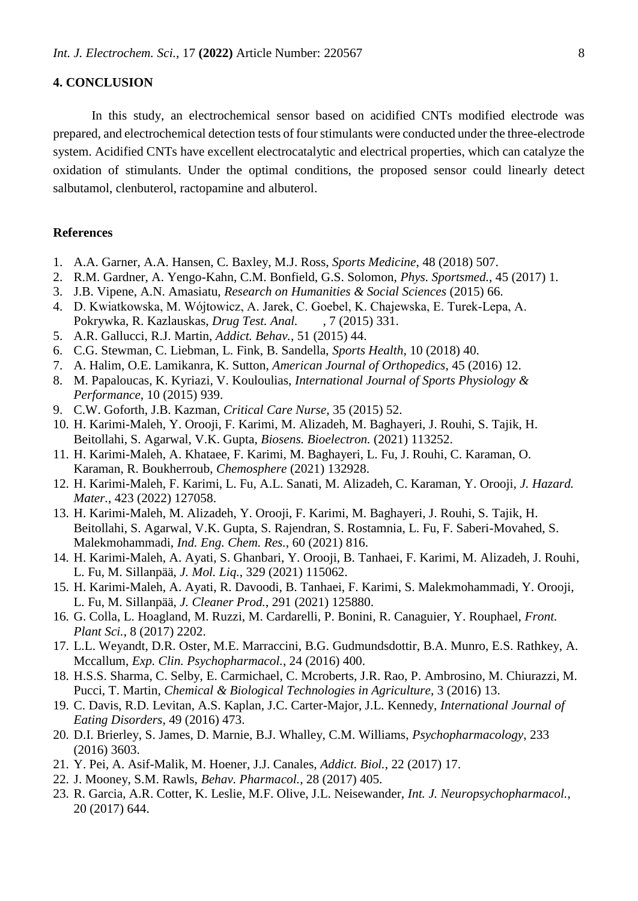## 4. CONCLUSION

In this study, an electrochemical sensor based on acidified CNTs modified electrode was prepared, and electrochemical detection tests of four stimulants were conducted under the three-electrode system. Acidified CNTs have excellent electrocatalytic and electrical properties, which can catalyze the oxidation of stimulants. Under the optimal conditions, the proposed sensor could linearly detect salbutamol, clenbuterol, ractopamine and albuterol.

## References

1. A.A. Garner, A.A. Hansen, C. Baxley, M.J. Ross, *Sports Medicine*, 48 (2018) 507.
2. R.M. Gardner, A. Yengo-Kahn, C.M. Bonfield, G.S. Solomon, *Phys. Sportsmed.*, 45 (2017) 1.
3. J.B. Vipene, A.N. Amasiatu, *Research on Humanities & Social Sciences* (2015) 66.
4. D. Kwiatkowska, M. Wójtowicz, A. Jarek, C. Goebel, K. Chajewska, E. Turek-Lepa, A. Pokrywka, R. Kazlauskas, *Drug Test. Anal.*, 7 (2015) 331.
5. A.R. Gallucci, R.J. Martin, *Addict. Behav.*, 51 (2015) 44.
6. C.G. Stewman, C. Liebman, L. Fink, B. Sandella, *Sports Health*, 10 (2018) 40.
7. A. Halim, O.E. Lamikanra, K. Sutton, *American Journal of Orthopedics*, 45 (2016) 12.
8. M. Papaloucas, K. Kyriazi, V. Kouloulias, *International Journal of Sports Physiology & Performance*, 10 (2015) 939.
9. C.W. Goforth, J.B. Kazman, *Critical Care Nurse*, 35 (2015) 52.
10. H. Karimi-Maleh, Y. Orooji, F. Karimi, M. Alizadeh, M. Baghayeri, J. Rouhi, S. Tajik, H. Beitollahi, S. Agarwal, V.K. Gupta, *Biosens. Bioelectron.* (2021) 113252.
11. H. Karimi-Maleh, A. Khataee, F. Karimi, M. Baghayeri, L. Fu, J. Rouhi, C. Karaman, O. Karaman, R. Boukherroub, *Chemosphere* (2021) 132928.
12. H. Karimi-Maleh, F. Karimi, L. Fu, A.L. Sanati, M. Alizadeh, C. Karaman, Y. Orooji, *J. Hazard. Mater.*, 423 (2022) 127058.
13. H. Karimi-Maleh, M. Alizadeh, Y. Orooji, F. Karimi, M. Baghayeri, J. Rouhi, S. Tajik, H. Beitollahi, S. Agarwal, V.K. Gupta, S. Rajendran, S. Rostamnia, L. Fu, F. Saberi-Movahed, S. Malekmohammadi, *Ind. Eng. Chem. Res.*, 60 (2021) 816.
14. H. Karimi-Maleh, A. Ayati, S. Ghanbari, Y. Orooji, B. Tanhaei, F. Karimi, M. Alizadeh, J. Rouhi, L. Fu, M. Sillanpää, *J. Mol. Liq.*, 329 (2021) 115062.
15. H. Karimi-Maleh, A. Ayati, R. Davoodi, B. Tanhaei, F. Karimi, S. Malekmohammadi, Y. Orooji, L. Fu, M. Sillanpää, *J. Cleaner Prod.*, 291 (2021) 125880.
16. G. Colla, L. Hoagland, M. Ruzzi, M. Cardarelli, P. Bonini, R. Canaguier, Y. Rouphael, *Front. Plant Sci.*, 8 (2017) 2202.
17. L.L. Weyandt, D.R. Oster, M.E. Marraccini, B.G. Gudmundsdottir, B.A. Munro, E.S. Rathkey, A. Mccallum, *Exp. Clin. Psychopharmacol.*, 24 (2016) 400.
18. H.S.S. Sharma, C. Selby, E. Carmichael, C. Mcroberts, J.R. Rao, P. Ambrosino, M. Chiurazzi, M. Pucci, T. Martin, *Chemical & Biological Technologies in Agriculture*, 3 (2016) 13.
19. C. Davis, R.D. Levitan, A.S. Kaplan, J.C. Carter-Major, J.L. Kennedy, *International Journal of Eating Disorders*, 49 (2016) 473.
20. D.I. Brierley, S. James, D. Marnie, B.J. Whalley, C.M. Williams, *Psychopharmacology*, 233 (2016) 3603.
21. Y. Pei, A. Asif-Malik, M. Hoener, J.J. Canales, *Addict. Biol.*, 22 (2017) 17.
22. J. Mooney, S.M. Rawls, *Behav. Pharmacol.*, 28 (2017) 405.
23. R. Garcia, A.R. Cotter, K. Leslie, M.F. Olive, J.L. Neisewander, *Int. J. Neuropsychopharmacol.*, 20 (2017) 644.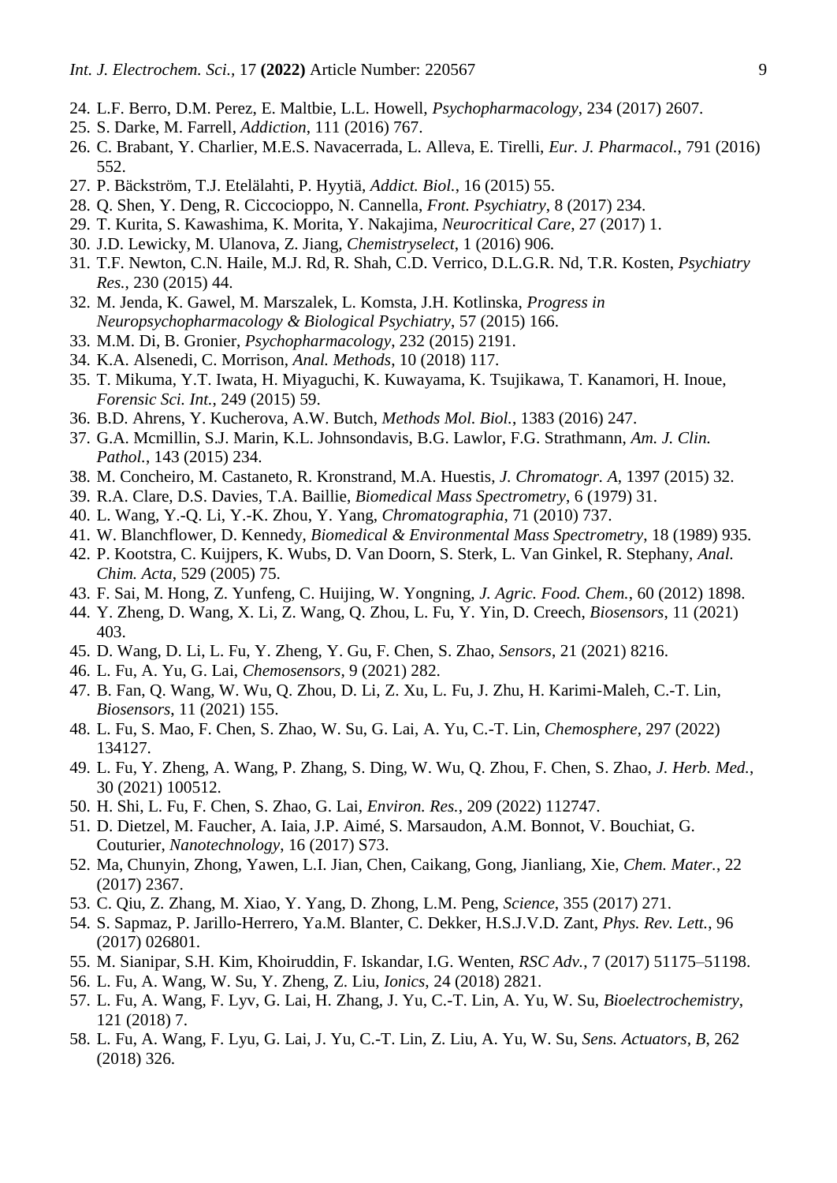24. L.F. Berro, D.M. Perez, E. Maltbie, L.L. Howell, *Psychopharmacology*, 234 (2017) 2607.
25. S. Darke, M. Farrell, *Addiction*, 111 (2016) 767.
26. C. Brabant, Y. Charlier, M.E.S. Navacerrada, L. Alleva, E. Tirelli, *Eur. J. Pharmacol.*, 791 (2016) 552.
27. P. Bäckström, T.J. Etelälahti, P. Hyytiä, *Addict. Biol.*, 16 (2015) 55.
28. Q. Shen, Y. Deng, R. Ciccocioppo, N. Cannella, *Front. Psychiatry*, 8 (2017) 234.
29. T. Kurita, S. Kawashima, K. Morita, Y. Nakajima, *Neurocritical Care*, 27 (2017) 1.
30. J.D. Lewicky, M. Ulanova, Z. Jiang, *Chemistryselect*, 1 (2016) 906.
31. T.F. Newton, C.N. Haile, M.J. Rd, R. Shah, C.D. Verrico, D.L.G.R. Nd, T.R. Kosten, *Psychiatry Res.*, 230 (2015) 44.
32. M. Jenda, K. Gawel, M. Marszalek, L. Komsta, J.H. Kotlinska, *Progress in Neuropsychopharmacology & Biological Psychiatry*, 57 (2015) 166.
33. M.M. Di, B. Gronier, *Psychopharmacology*, 232 (2015) 2191.
34. K.A. Alsenedi, C. Morrison, *Anal. Methods*, 10 (2018) 117.
35. T. Mikuma, Y.T. Iwata, H. Miyaguchi, K. Kuwayama, K. Tsujikawa, T. Kanamori, H. Inoue, *Forensic Sci. Int.*, 249 (2015) 59.
36. B.D. Ahrens, Y. Kucherova, A.W. Butch, *Methods Mol. Biol.*, 1383 (2016) 247.
37. G.A. Mcmillin, S.J. Marin, K.L. Johnsondavis, B.G. Lawlor, F.G. Strathmann, *Am. J. Clin. Pathol.*, 143 (2015) 234.
38. M. Concheiro, M. Castaneto, R. Kronstrand, M.A. Huestis, *J. Chromatogr. A*, 1397 (2015) 32.
39. R.A. Clare, D.S. Davies, T.A. Baillie, *Biomedical Mass Spectrometry*, 6 (1979) 31.
40. L. Wang, Y.-Q. Li, Y.-K. Zhou, Y. Yang, *Chromatographia*, 71 (2010) 737.
41. W. Blanchflower, D. Kennedy, *Biomedical & Environmental Mass Spectrometry*, 18 (1989) 935.
42. P. Kootstra, C. Kuijpers, K. Wubs, D. Van Doorn, S. Sterk, L. Van Ginkel, R. Stephany, *Anal. Chim. Acta*, 529 (2005) 75.
43. F. Sai, M. Hong, Z. Yunfeng, C. Huijing, W. Yongning, *J. Agric. Food. Chem.*, 60 (2012) 1898.
44. Y. Zheng, D. Wang, X. Li, Z. Wang, Q. Zhou, L. Fu, Y. Yin, D. Creech, *Biosensors*, 11 (2021) 403.
45. D. Wang, D. Li, L. Fu, Y. Zheng, Y. Gu, F. Chen, S. Zhao, *Sensors*, 21 (2021) 8216.
46. L. Fu, A. Yu, G. Lai, *Chemosensors*, 9 (2021) 282.
47. B. Fan, Q. Wang, W. Wu, Q. Zhou, D. Li, Z. Xu, L. Fu, J. Zhu, H. Karimi-Maleh, C.-T. Lin, *Biosensors*, 11 (2021) 155.
48. L. Fu, S. Mao, F. Chen, S. Zhao, W. Su, G. Lai, A. Yu, C.-T. Lin, *Chemosphere*, 297 (2022) 134127.
49. L. Fu, Y. Zheng, A. Wang, P. Zhang, S. Ding, W. Wu, Q. Zhou, F. Chen, S. Zhao, *J. Herb. Med.*, 30 (2021) 100512.
50. H. Shi, L. Fu, F. Chen, S. Zhao, G. Lai, *Environ. Res.*, 209 (2022) 112747.
51. D. Dietzel, M. Faucher, A. Iaia, J.P. Aimé, S. Marsaudon, A.M. Bonnot, V. Bouchiat, G. Couturier, *Nanotechnology*, 16 (2017) S73.
52. Ma, Chunyin, Zhong, Yawen, L.I. Jian, Chen, Caikang, Gong, Jianliang, Xie, *Chem. Mater.*, 22 (2017) 2367.
53. C. Qiu, Z. Zhang, M. Xiao, Y. Yang, D. Zhong, L.M. Peng, *Science*, 355 (2017) 271.
54. S. Sapmaz, P. Jarillo-Herrero, Ya.M. Blanter, C. Dekker, H.S.J.V.D. Zant, *Phys. Rev. Lett.*, 96 (2017) 026801.
55. M. Sianipar, S.H. Kim, Khoiruddin, F. Iskandar, I.G. Wenten, *RSC Adv.*, 7 (2017) 51175–51198.
56. L. Fu, A. Wang, W. Su, Y. Zheng, Z. Liu, *Ionics*, 24 (2018) 2821.
57. L. Fu, A. Wang, F. Lyv, G. Lai, H. Zhang, J. Yu, C.-T. Lin, A. Yu, W. Su, *Bioelectrochemistry*, 121 (2018) 7.
58. L. Fu, A. Wang, F. Lyu, G. Lai, J. Yu, C.-T. Lin, Z. Liu, A. Yu, W. Su, *Sens. Actuators, B*, 262 (2018) 326.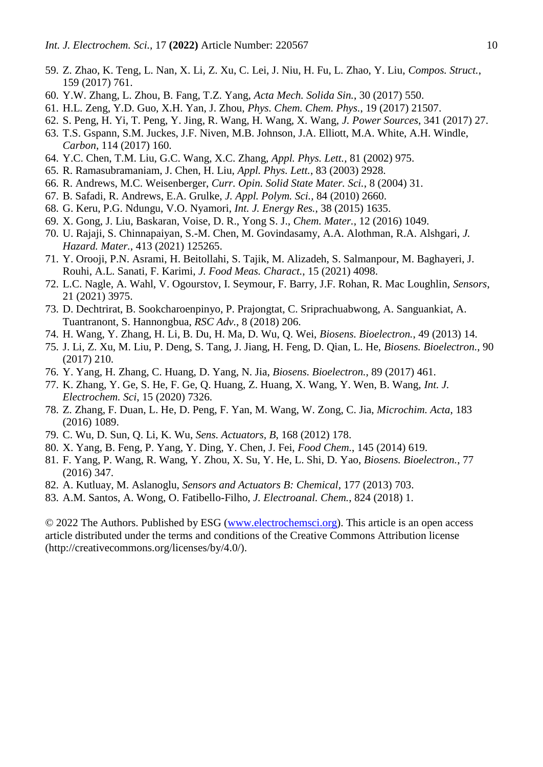59. Z. Zhao, K. Teng, L. Nan, X. Li, Z. Xu, C. Lei, J. Niu, H. Fu, L. Zhao, Y. Liu, *Compos. Struct.*, 159 (2017) 761.
60. Y.W. Zhang, L. Zhou, B. Fang, T.Z. Yang, *Acta Mech. Solida Sin.*, 30 (2017) 550.
61. H.L. Zeng, Y.D. Guo, X.H. Yan, J. Zhou, *Phys. Chem. Chem. Phys.*, 19 (2017) 21507.
62. S. Peng, H. Yi, T. Peng, Y. Jing, R. Wang, H. Wang, X. Wang, *J. Power Sources*, 341 (2017) 27.
63. T.S. Gspann, S.M. Juckes, J.F. Niven, M.B. Johnson, J.A. Elliott, M.A. White, A.H. Windle, *Carbon*, 114 (2017) 160.
64. Y.C. Chen, T.M. Liu, G.C. Wang, X.C. Zhang, *Appl. Phys. Lett.*, 81 (2002) 975.
65. R. Ramasubramaniam, J. Chen, H. Liu, *Appl. Phys. Lett.*, 83 (2003) 2928.
66. R. Andrews, M.C. Weisenberger, *Curr. Opin. Solid State Mater. Sci.*, 8 (2004) 31.
67. B. Safadi, R. Andrews, E.A. Grulke, *J. Appl. Polym. Sci.*, 84 (2010) 2660.
68. G. Keru, P.G. Ndungu, V.O. Nyamori, *Int. J. Energy Res.*, 38 (2015) 1635.
69. X. Gong, J. Liu, Baskaran, Voise, D. R., Yong S. J., *Chem. Mater.*, 12 (2016) 1049.
70. U. Rajaji, S. Chinnapaiyan, S.-M. Chen, M. Govindasamy, A.A. Alothman, R.A. Alshgari, *J. Hazard. Mater.*, 413 (2021) 125265.
71. Y. Orooji, P.N. Asrami, H. Beitollahi, S. Tajik, M. Alizadeh, S. Salmanpour, M. Baghayeri, J. Rouhi, A.L. Sanati, F. Karimi, *J. Food Meas. Charact.*, 15 (2021) 4098.
72. L.C. Nagle, A. Wahl, V. Ogourstov, I. Seymour, F. Barry, J.F. Rohan, R. Mac Loughlin, *Sensors*, 21 (2021) 3975.
73. D. Dechtrirat, B. Sookcharoenpinyo, P. Prajongtat, C. Sriprachuabwong, A. Sanguankiat, A. Tuantranont, S. Hannongbua, *RSC Adv.*, 8 (2018) 206.
74. H. Wang, Y. Zhang, H. Li, B. Du, H. Ma, D. Wu, Q. Wei, *Biosens. Bioelectron.*, 49 (2013) 14.
75. J. Li, Z. Xu, M. Liu, P. Deng, S. Tang, J. Jiang, H. Feng, D. Qian, L. He, *Biosens. Bioelectron.*, 90 (2017) 210.
76. Y. Yang, H. Zhang, C. Huang, D. Yang, N. Jia, *Biosens. Bioelectron.*, 89 (2017) 461.
77. K. Zhang, Y. Ge, S. He, F. Ge, Q. Huang, Z. Huang, X. Wang, Y. Wen, B. Wang, *Int. J. Electrochem. Sci*, 15 (2020) 7326.
78. Z. Zhang, F. Duan, L. He, D. Peng, F. Yan, M. Wang, W. Zong, C. Jia, *Microchim. Acta*, 183 (2016) 1089.
79. C. Wu, D. Sun, Q. Li, K. Wu, *Sens. Actuators, B*, 168 (2012) 178.
80. X. Yang, B. Feng, P. Yang, Y. Ding, Y. Chen, J. Fei, *Food Chem.*, 145 (2014) 619.
81. F. Yang, P. Wang, R. Wang, Y. Zhou, X. Su, Y. He, L. Shi, D. Yao, *Biosens. Bioelectron.*, 77 (2016) 347.
82. A. Kutluay, M. Aslanoglu, *Sensors and Actuators B: Chemical*, 177 (2013) 703.
83. A.M. Santos, A. Wong, O. Fatibello-Filho, *J. Electroanal. Chem.*, 824 (2018) 1.

© 2022 The Authors. Published by ESG (www.electrochemsci.org). This article is an open access article distributed under the terms and conditions of the Creative Commons Attribution license (http://creativecommons.org/licenses/by/4.0/).